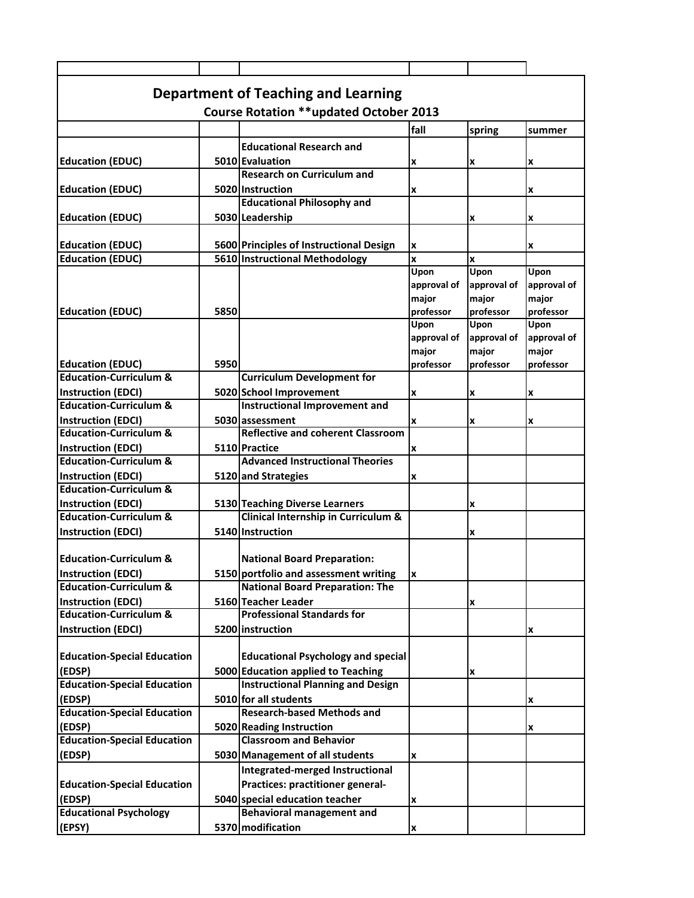# Department of Teaching and Learning

## Course Rotation **updated October 2013

| | | | fall | spring | summer |
|---|---|---|---|---|---|
| Education (EDUC) | 5010 | Educational Research and Evaluation | x | x | x |
| Education (EDUC) | 5020 | Research on Curriculum and Instruction | x | | x |
| Education (EDUC) | 5030 | Educational Philosophy and Leadership | | x | x |
| Education (EDUC) | 5600 | Principles of Instructional Design | x | | x |
| Education (EDUC) | 5610 | Instructional Methodology | x | x | |
| Education (EDUC) | 5850 | | Upon approval of major professor | Upon approval of major professor | Upon approval of major professor |
| Education (EDUC) | 5950 | | Upon approval of major professor | Upon approval of major professor | Upon approval of major professor |
| Education-Curriculum & Instruction (EDCI) | 5020 | Curriculum Development for School Improvement | x | x | x |
| Education-Curriculum & Instruction (EDCI) | 5030 | Instructional Improvement and assessment | x | x | x |
| Education-Curriculum & Instruction (EDCI) | 5110 | Reflective and coherent Classroom Practice | x | | |
| Education-Curriculum & Instruction (EDCI) | 5120 | Advanced Instructional Theories and Strategies | x | | |
| Education-Curriculum & Instruction (EDCI) | 5130 | Teaching Diverse Learners | | x | |
| Education-Curriculum & Instruction (EDCI) | 5140 | Clinical Internship in Curriculum & Instruction | | x | |
| Education-Curriculum & Instruction (EDCI) | 5150 | National Board Preparation: portfolio and assessment writing | x | | |
| Education-Curriculum & Instruction (EDCI) | 5160 | National Board Preparation: The Teacher Leader | | x | |
| Education-Curriculum & Instruction (EDCI) | 5200 | Professional Standards for instruction | | | x |
| Education-Special Education (EDSP) | 5000 | Educational Psychology and special Education applied to Teaching | | x | |
| Education-Special Education (EDSP) | 5010 | Instructional Planning and Design for all students | | | x |
| Education-Special Education (EDSP) | 5020 | Research-based Methods and Reading Instruction | | | x |
| Education-Special Education (EDSP) | 5030 | Classroom and Behavior Management of all students | x | | |
| Education-Special Education (EDSP) | 5040 | Integrated-merged Instructional Practices: practitioner general-special education teacher | x | | |
| Educational Psychology (EPSY) | 5370 | Behavioral management and modification | x | | |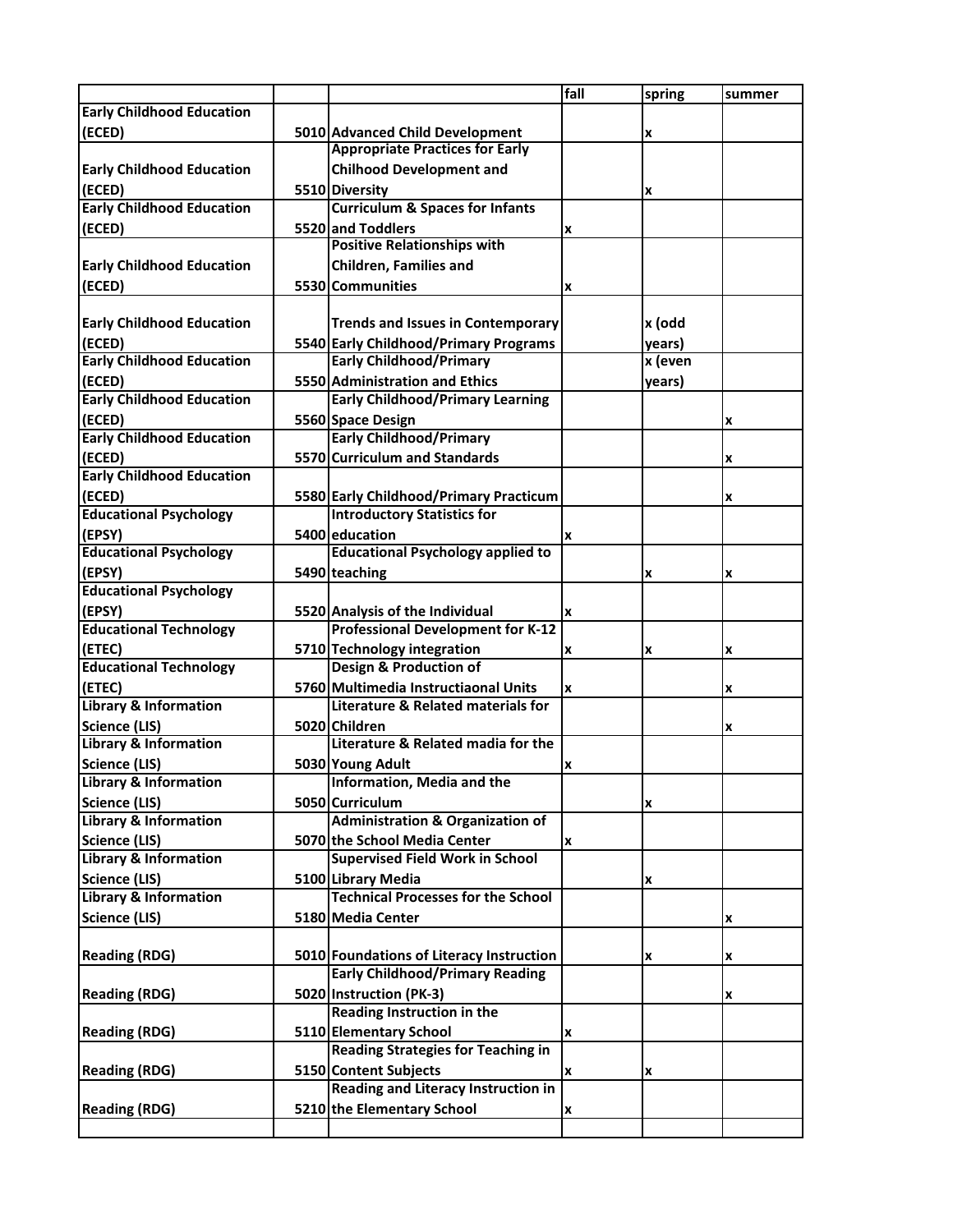| | | | fall | spring | summer |
|---|---|---|---|---|---|
| Early Childhood Education (ECED) | 5010 | Advanced Child Development | | x | |
| Early Childhood Education (ECED) | 5510 | Appropriate Practices for Early Chilhood Development and Diversity | | x | |
| Early Childhood Education (ECED) | 5520 | Curriculum & Spaces for Infants and Toddlers | x | | |
| Early Childhood Education (ECED) | 5530 | Positive Relationships with Children, Families and Communities | x | | |
| Early Childhood Education (ECED) | 5540 | Trends and Issues in Contemporary Early Childhood/Primary Programs | | x (odd years) | |
| Early Childhood Education (ECED) | 5550 | Early Childhood/Primary Administration and Ethics | | x (even years) | |
| Early Childhood Education (ECED) | 5560 | Early Childhood/Primary Learning Space Design | | | x |
| Early Childhood Education (ECED) | 5570 | Early Childhood/Primary Curriculum and Standards | | | x |
| Early Childhood Education (ECED) | 5580 | Early Childhood/Primary Practicum | | | x |
| Educational Psychology (EPSY) | 5400 | Introductory Statistics for education | x | | |
| Educational Psychology (EPSY) | 5490 | Educational Psychology applied to teaching | | x | x |
| Educational Psychology (EPSY) | 5520 | Analysis of the Individual | x | | |
| Educational Technology (ETEC) | 5710 | Professional Development for K-12 Technology integration | x | x | x |
| Educational Technology (ETEC) | 5760 | Design & Production of Multimedia Instructiaonal Units | x | | x |
| Library & Information Science (LIS) | 5020 | Literature & Related materials for Children | | | x |
| Library & Information Science (LIS) | 5030 | Literature & Related madia for the Young Adult | x | | |
| Library & Information Science (LIS) | 5050 | Information, Media and the Curriculum | | x | |
| Library & Information Science (LIS) | 5070 | Administration & Organization of the School Media Center | x | | |
| Library & Information Science (LIS) | 5100 | Supervised Field Work in School Library Media | | x | |
| Library & Information Science (LIS) | 5180 | Technical Processes for the School Media Center | | | x |
| Reading (RDG) | 5010 | Foundations of Literacy Instruction | | x | x |
| Reading (RDG) | 5020 | Early Childhood/Primary Reading Instruction (PK-3) | | | x |
| Reading (RDG) | 5110 | Reading Instruction in the Elementary School | x | | |
| Reading (RDG) | 5150 | Reading Strategies for Teaching in Content Subjects | x | x | |
| Reading (RDG) | 5210 | Reading and Literacy Instruction in the Elementary School | x | | |
| | | | | | |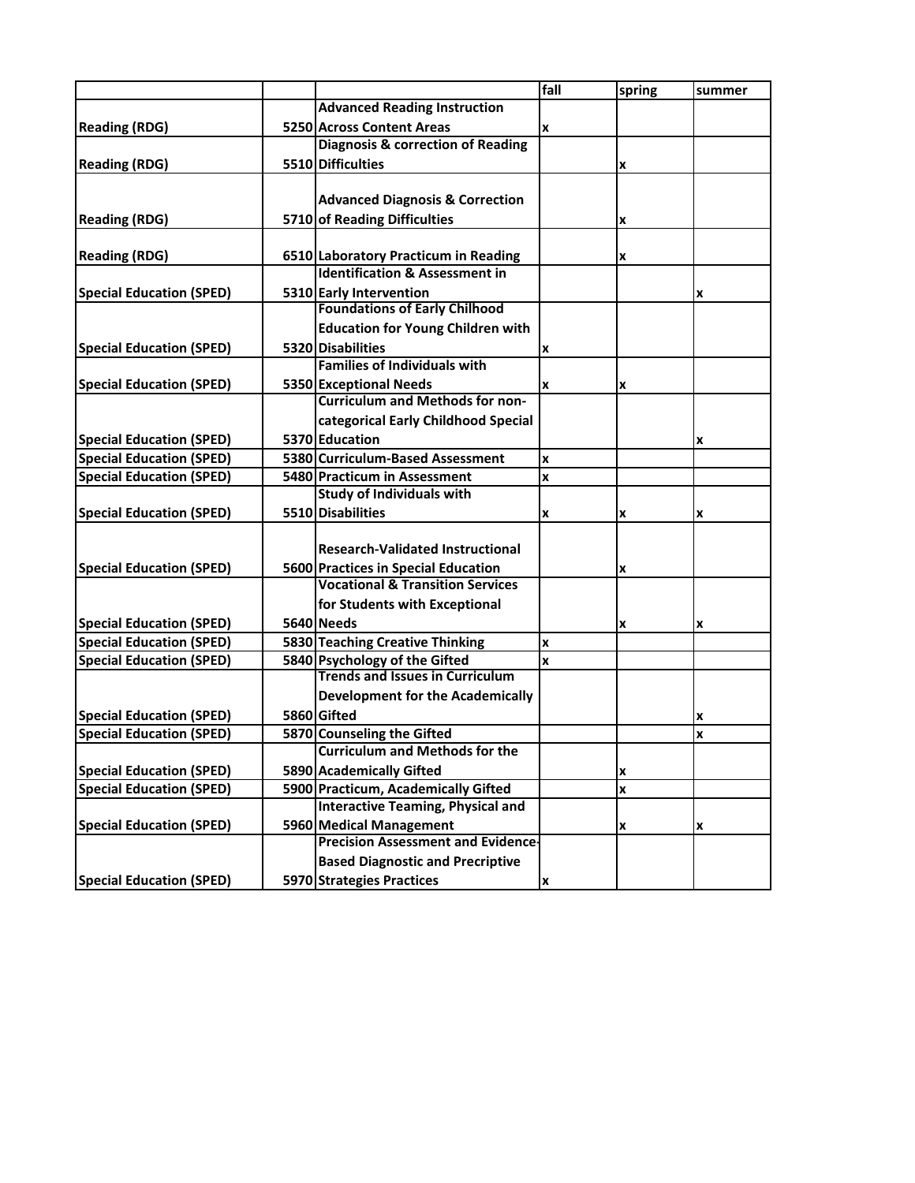| | | | fall | spring | summer |
|---|---|---|---|---|---|
| **Reading (RDG)** | **5250** | **Advanced Reading Instruction Across Content Areas** | **x** | | |
| **Reading (RDG)** | **5510** | **Diagnosis & correction of Reading Difficulties** | | **x** | |
| **Reading (RDG)** | **5710** | **Advanced Diagnosis & Correction of Reading Difficulties** | | **x** | |
| **Reading (RDG)** | **6510** | **Laboratory Practicum in Reading** | | **x** | |
| **Special Education (SPED)** | **5310** | **Identification & Assessment in Early Intervention** | | | **x** |
| **Special Education (SPED)** | **5320** | **Foundations of Early Chilhood Education for Young Children with Disabilities** | **x** | | |
| **Special Education (SPED)** | **5350** | **Families of Individuals with Exceptional Needs** | **x** | **x** | |
| **Special Education (SPED)** | **5370** | **Curriculum and Methods for non-categorical Early Childhood Special Education** | | | **x** |
| **Special Education (SPED)** | **5380** | **Curriculum-Based Assessment** | **x** | | |
| **Special Education (SPED)** | **5480** | **Practicum in Assessment** | **x** | | |
| **Special Education (SPED)** | **5510** | **Study of Individuals with Disabilities** | **x** | **x** | **x** |
| **Special Education (SPED)** | **5600** | **Research-Validated Instructional Practices in Special Education** | | **x** | |
| **Special Education (SPED)** | **5640** | **Vocational & Transition Services for Students with Exceptional Needs** | | **x** | **x** |
| **Special Education (SPED)** | **5830** | **Teaching Creative Thinking** | **x** | | |
| **Special Education (SPED)** | **5840** | **Psychology of the Gifted** | **x** | | |
| **Special Education (SPED)** | **5860** | **Trends and Issues in Curriculum Development for the Academically Gifted** | | | **x** |
| **Special Education (SPED)** | **5870** | **Counseling the Gifted** | | | **x** |
| **Special Education (SPED)** | **5890** | **Curriculum and Methods for the Academically Gifted** | | **x** | |
| **Special Education (SPED)** | **5900** | **Practicum, Academically Gifted** | | **x** | |
| **Special Education (SPED)** | **5960** | **Interactive Teaming, Physical and Medical Management** | | **x** | **x** |
| **Special Education (SPED)** | **5970** | **Precision Assessment and Evidence-Based Diagnostic and Precriptive Strategies Practices** | **x** | | |